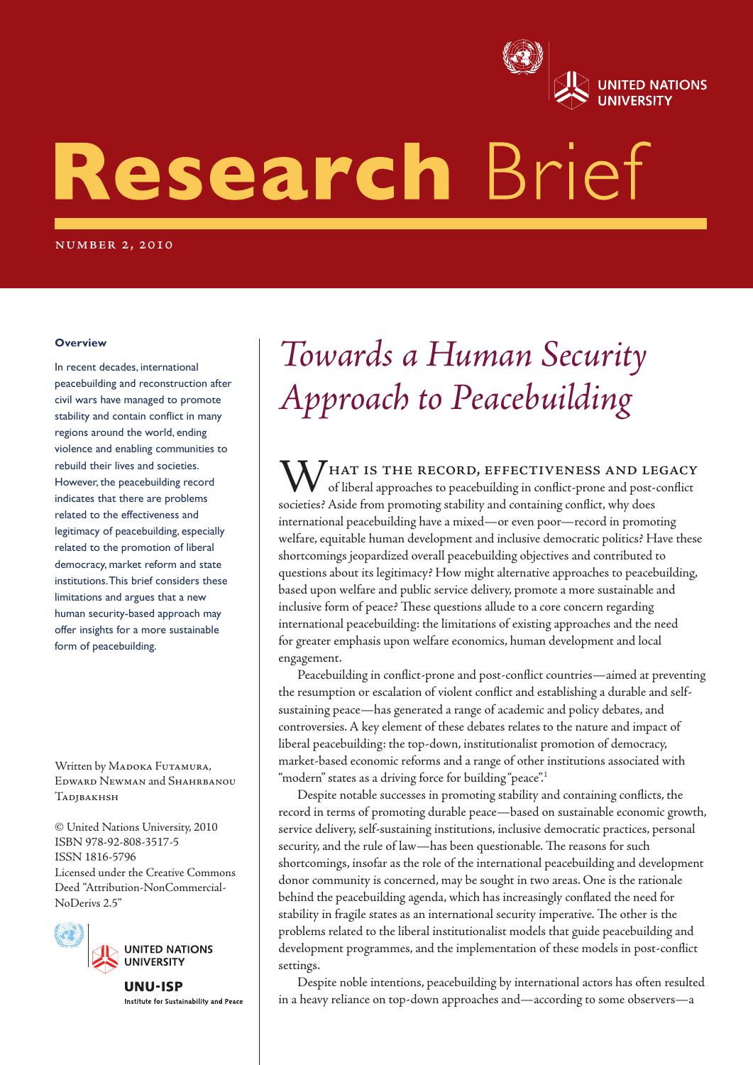# Research Brief

NUMBER 2, 2010

## Overview

In recent decades, international peacebuilding and reconstruction after civil wars have managed to promote stability and contain conflict in many regions around the world, ending violence and enabling communities to rebuild their lives and societies. However, the peacebuilding record indicates that there are problems related to the effectiveness and legitimacy of peacebuilding, especially related to the promotion of liberal democracy, market reform and state institutions. This brief considers these limitations and argues that a new human security-based approach may offer insights for a more sustainable form of peacebuilding.

Written by Madoka Futamura, Edward Newman and Shahrbanou Tadjbakhsh

© United Nations University, 2010
ISBN 978-92-808-3517-5
ISSN 1816-5796
Licensed under the Creative Commons Deed "Attribution-NonCommercial-NoDerivs 2.5"

UNITED NATIONS UNIVERSITY
UNU-ISP
Institute for Sustainability and Peace

# *Towards a Human Security Approach to Peacebuilding*

What is the record, effectiveness and legacy of liberal approaches to peacebuilding in conflict-prone and post-conflict societies? Aside from promoting stability and containing conflict, why does international peacebuilding have a mixed—or even poor—record in promoting welfare, equitable human development and inclusive democratic politics? Have these shortcomings jeopardized overall peacebuilding objectives and contributed to questions about its legitimacy? How might alternative approaches to peacebuilding, based upon welfare and public service delivery, promote a more sustainable and inclusive form of peace? These questions allude to a core concern regarding international peacebuilding: the limitations of existing approaches and the need for greater emphasis upon welfare economics, human development and local engagement.

Peacebuilding in conflict-prone and post-conflict countries—aimed at preventing the resumption or escalation of violent conflict and establishing a durable and self-sustaining peace—has generated a range of academic and policy debates, and controversies. A key element of these debates relates to the nature and impact of liberal peacebuilding: the top-down, institutionalist promotion of democracy, market-based economic reforms and a range of other institutions associated with "modern" states as a driving force for building "peace".[1]

Despite notable successes in promoting stability and containing conflicts, the record in terms of promoting durable peace—based on sustainable economic growth, service delivery, self-sustaining institutions, inclusive democratic practices, personal security, and the rule of law—has been questionable. The reasons for such shortcomings, insofar as the role of the international peacebuilding and development donor community is concerned, may be sought in two areas. One is the rationale behind the peacebuilding agenda, which has increasingly conflated the need for stability in fragile states as an international security imperative. The other is the problems related to the liberal institutionalist models that guide peacebuilding and development programmes, and the implementation of these models in post-conflict settings.

Despite noble intentions, peacebuilding by international actors has often resulted in a heavy reliance on top-down approaches and—according to some observers—a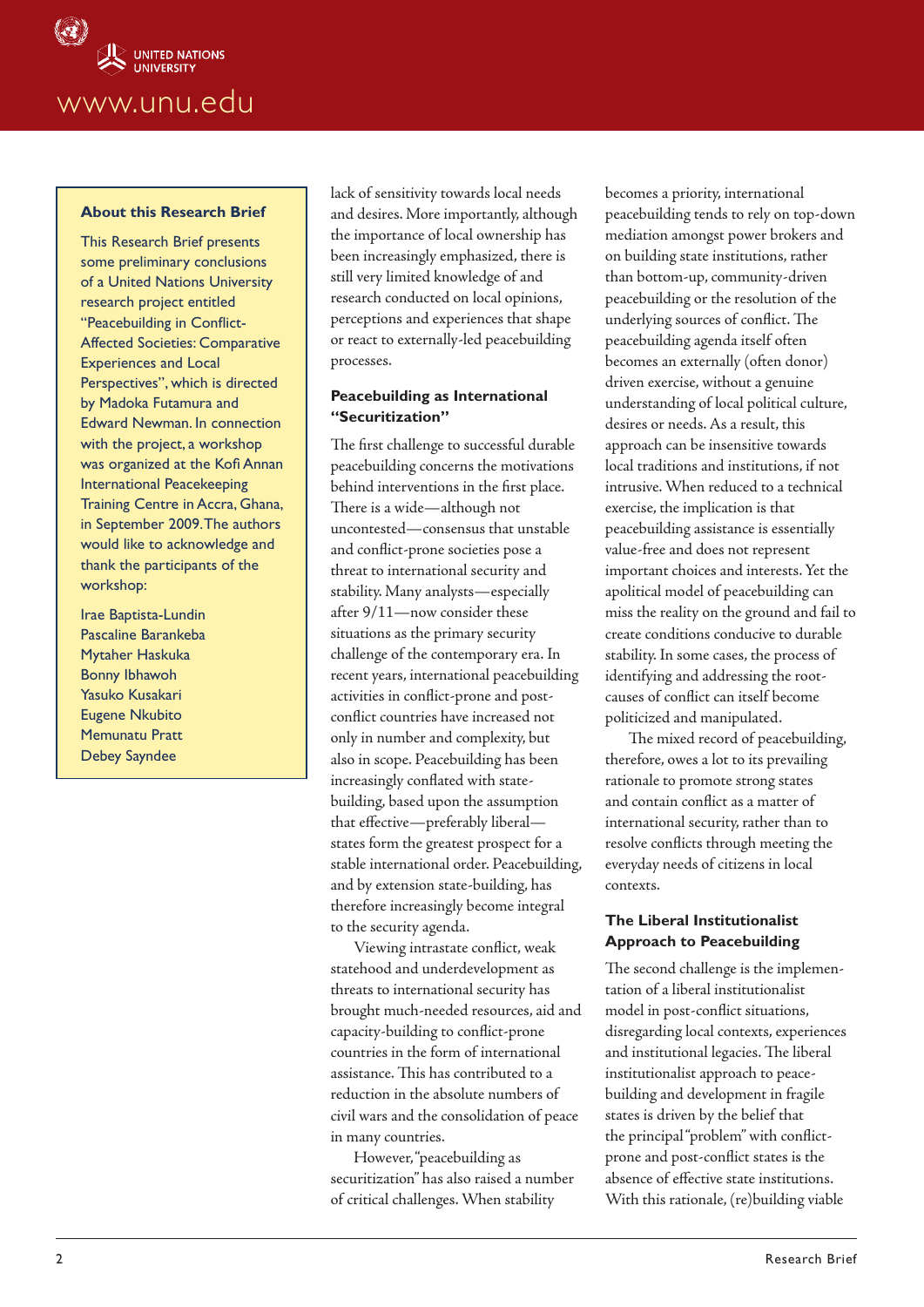### About this Research Brief

This Research Brief presents some preliminary conclusions of a United Nations University research project entitled "Peacebuilding in Conflict-Affected Societies: Comparative Experiences and Local Perspectives", which is directed by Madoka Futamura and Edward Newman. In connection with the project, a workshop was organized at the Kofi Annan International Peacekeeping Training Centre in Accra, Ghana, in September 2009. The authors would like to acknowledge and thank the participants of the workshop:

Irae Baptista-Lundin
Pascaline Barankeba
Mytaher Haskuka
Bonny Ibhawoh
Yasuko Kusakari
Eugene Nkubito
Memunatu Pratt
Debey Sayndee

lack of sensitivity towards local needs and desires. More importantly, although the importance of local ownership has been increasingly emphasized, there is still very limited knowledge of and research conducted on local opinions, perceptions and experiences that shape or react to externally-led peacebuilding processes.

### Peacebuilding as International "Securitization"

The first challenge to successful durable peacebuilding concerns the motivations behind interventions in the first place. There is a wide—although not uncontested—consensus that unstable and conflict-prone societies pose a threat to international security and stability. Many analysts—especially after 9/11—now consider these situations as the primary security challenge of the contemporary era. In recent years, international peacebuilding activities in conflict-prone and post-conflict countries have increased not only in number and complexity, but also in scope. Peacebuilding has been increasingly conflated with state-building, based upon the assumption that effective—preferably liberal—states form the greatest prospect for a stable international order. Peacebuilding, and by extension state-building, has therefore increasingly become integral to the security agenda.

Viewing intrastate conflict, weak statehood and underdevelopment as threats to international security has brought much-needed resources, aid and capacity-building to conflict-prone countries in the form of international assistance. This has contributed to a reduction in the absolute numbers of civil wars and the consolidation of peace in many countries.

However, "peacebuilding as securitization" has also raised a number of critical challenges. When stability becomes a priority, international peacebuilding tends to rely on top-down mediation amongst power brokers and on building state institutions, rather than bottom-up, community-driven peacebuilding or the resolution of the underlying sources of conflict. The peacebuilding agenda itself often becomes an externally (often donor) driven exercise, without a genuine understanding of local political culture, desires or needs. As a result, this approach can be insensitive towards local traditions and institutions, if not intrusive. When reduced to a technical exercise, the implication is that peacebuilding assistance is essentially value-free and does not represent important choices and interests. Yet the apolitical model of peacebuilding can miss the reality on the ground and fail to create conditions conducive to durable stability. In some cases, the process of identifying and addressing the root-causes of conflict can itself become politicized and manipulated.

The mixed record of peacebuilding, therefore, owes a lot to its prevailing rationale to promote strong states and contain conflict as a matter of international security, rather than to resolve conflicts through meeting the everyday needs of citizens in local contexts.

### The Liberal Institutionalist Approach to Peacebuilding

The second challenge is the implementation of a liberal institutionalist model in post-conflict situations, disregarding local contexts, experiences and institutional legacies. The liberal institutionalist approach to peacebuilding and development in fragile states is driven by the belief that the principal "problem" with conflict-prone and post-conflict states is the absence of effective state institutions. With this rationale, (re)building viable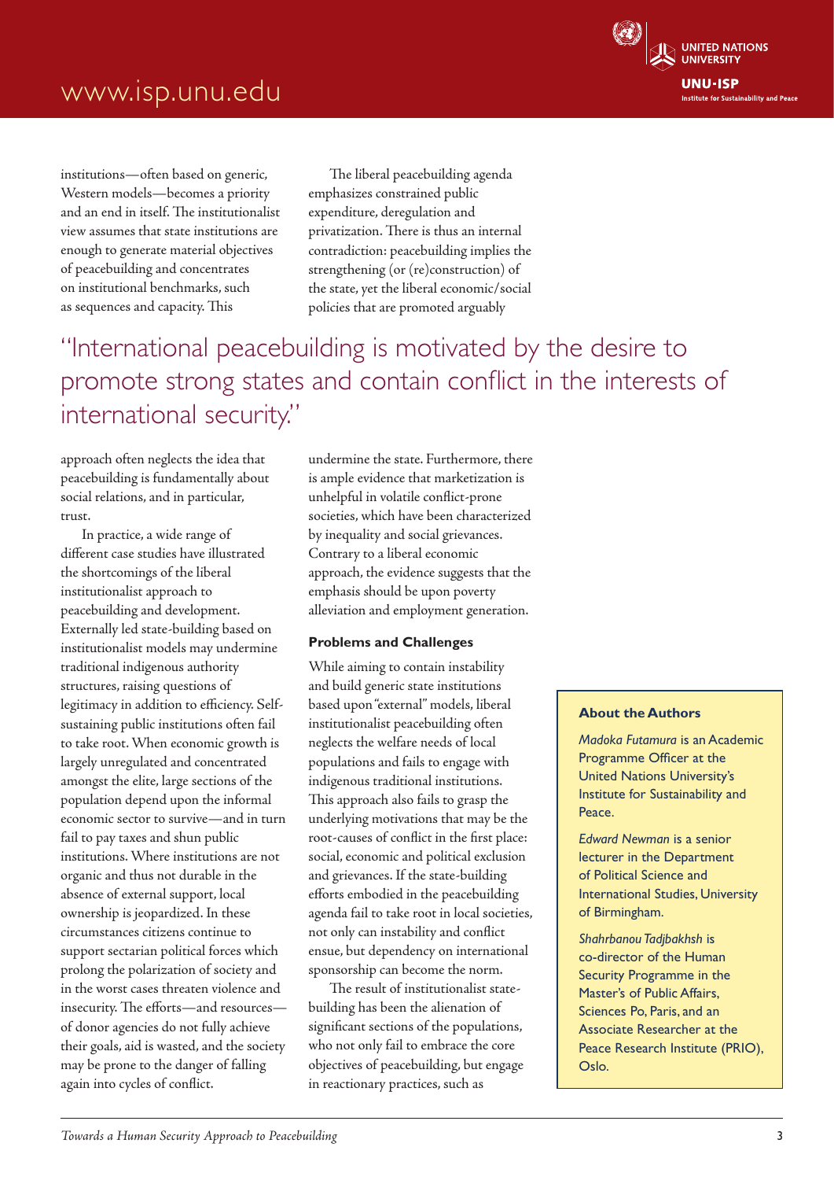institutions—often based on generic, Western models—becomes a priority and an end in itself. The institutionalist view assumes that state institutions are enough to generate material objectives of peacebuilding and concentrates on institutional benchmarks, such as sequences and capacity. This approach often neglects the idea that peacebuilding is fundamentally about social relations, and in particular, trust.

In practice, a wide range of different case studies have illustrated the shortcomings of the liberal institutionalist approach to peacebuilding and development. Externally led state-building based on institutionalist models may undermine traditional indigenous authority structures, raising questions of legitimacy in addition to efficiency. Self-sustaining public institutions often fail to take root. When economic growth is largely unregulated and concentrated amongst the elite, large sections of the population depend upon the informal economic sector to survive—and in turn fail to pay taxes and shun public institutions. Where institutions are not organic and thus not durable in the absence of external support, local ownership is jeopardized. In these circumstances citizens continue to support sectarian political forces which prolong the polarization of society and in the worst cases threaten violence and insecurity. The efforts—and resources—of donor agencies do not fully achieve their goals, aid is wasted, and the society may be prone to the danger of falling again into cycles of conflict.

The liberal peacebuilding agenda emphasizes constrained public expenditure, deregulation and privatization. There is thus an internal contradiction: peacebuilding implies the strengthening (or (re)construction) of the state, yet the liberal economic/social policies that are promoted arguably undermine the state. Furthermore, there is ample evidence that marketization is unhelpful in volatile conflict-prone societies, which have been characterized by inequality and social grievances. Contrary to a liberal economic approach, the evidence suggests that the emphasis should be upon poverty alleviation and employment generation.

> "International peacebuilding is motivated by the desire to promote strong states and contain conflict in the interests of international security."

### Problems and Challenges

While aiming to contain instability and build generic state institutions based upon "external" models, liberal institutionalist peacebuilding often neglects the welfare needs of local populations and fails to engage with indigenous traditional institutions. This approach also fails to grasp the underlying motivations that may be the root-causes of conflict in the first place: social, economic and political exclusion and grievances. If the state-building efforts embodied in the peacebuilding agenda fail to take root in local societies, not only can instability and conflict ensue, but dependency on international sponsorship can become the norm.

The result of institutionalist state-building has been the alienation of significant sections of the populations, who not only fail to embrace the core objectives of peacebuilding, but engage in reactionary practices, such as

**About the Authors**

*Madoka Futamura* is an Academic Programme Officer at the United Nations University's Institute for Sustainability and Peace.

*Edward Newman* is a senior lecturer in the Department of Political Science and International Studies, University of Birmingham.

*Shahrbanou Tadjbakhsh* is co-director of the Human Security Programme in the Master's of Public Affairs, Sciences Po, Paris, and an Associate Researcher at the Peace Research Institute (PRIO), Oslo.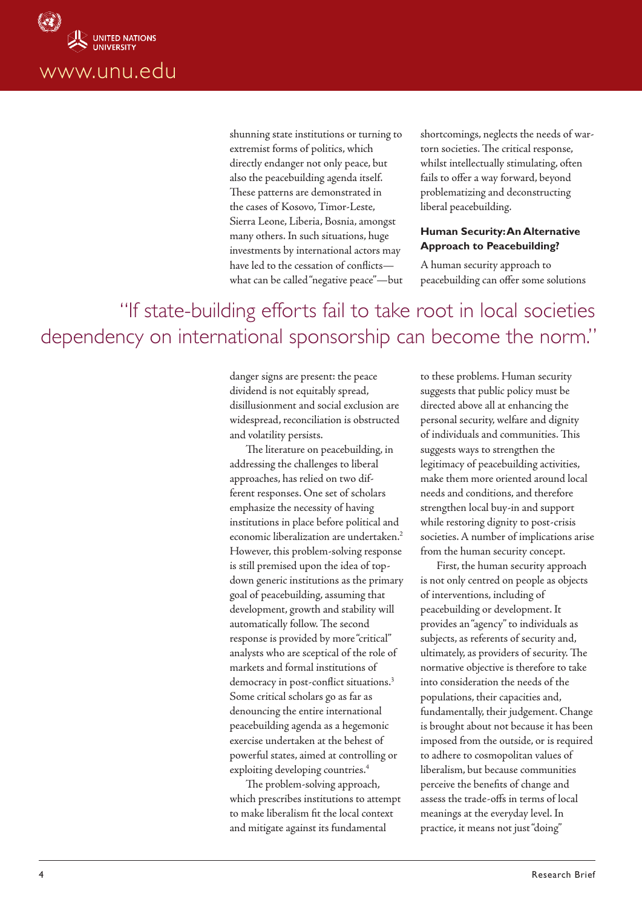shunning state institutions or turning to extremist forms of politics, which directly endanger not only peace, but also the peacebuilding agenda itself. These patterns are demonstrated in the cases of Kosovo, Timor-Leste, Sierra Leone, Liberia, Bosnia, amongst many others. In such situations, huge investments by international actors may have led to the cessation of conflicts—what can be called "negative peace"—but danger signs are present: the peace dividend is not equitably spread, disillusionment and social exclusion are widespread, reconciliation is obstructed and volatility persists.

> "If state-building efforts fail to take root in local societies dependency on international sponsorship can become the norm."

The literature on peacebuilding, in addressing the challenges to liberal approaches, has relied on two different responses. One set of scholars emphasize the necessity of having institutions in place before political and economic liberalization are undertaken.[2] However, this problem-solving response is still premised upon the idea of top-down generic institutions as the primary goal of peacebuilding, assuming that development, growth and stability will automatically follow. The second response is provided by more "critical" analysts who are sceptical of the role of markets and formal institutions of democracy in post-conflict situations.[3] Some critical scholars go as far as denouncing the entire international peacebuilding agenda as a hegemonic exercise undertaken at the behest of powerful states, aimed at controlling or exploiting developing countries.[4]

The problem-solving approach, which prescribes institutions to attempt to make liberalism fit the local context and mitigate against its fundamental shortcomings, neglects the needs of war-torn societies. The critical response, whilst intellectually stimulating, often fails to offer a way forward, beyond problematizing and deconstructing liberal peacebuilding.

### Human Security: An Alternative Approach to Peacebuilding?

A human security approach to peacebuilding can offer some solutions to these problems. Human security suggests that public policy must be directed above all at enhancing the personal security, welfare and dignity of individuals and communities. This suggests ways to strengthen the legitimacy of peacebuilding activities, make them more oriented around local needs and conditions, and therefore strengthen local buy-in and support while restoring dignity to post-crisis societies. A number of implications arise from the human security concept.

First, the human security approach is not only centred on people as objects of interventions, including of peacebuilding or development. It provides an "agency" to individuals as subjects, as referents of security and, ultimately, as providers of security. The normative objective is therefore to take into consideration the needs of the populations, their capacities and, fundamentally, their judgement. Change is brought about not because it has been imposed from the outside, or is required to adhere to cosmopolitan values of liberalism, but because communities perceive the benefits of change and assess the trade-offs in terms of local meanings at the everyday level. In practice, it means not just "doing"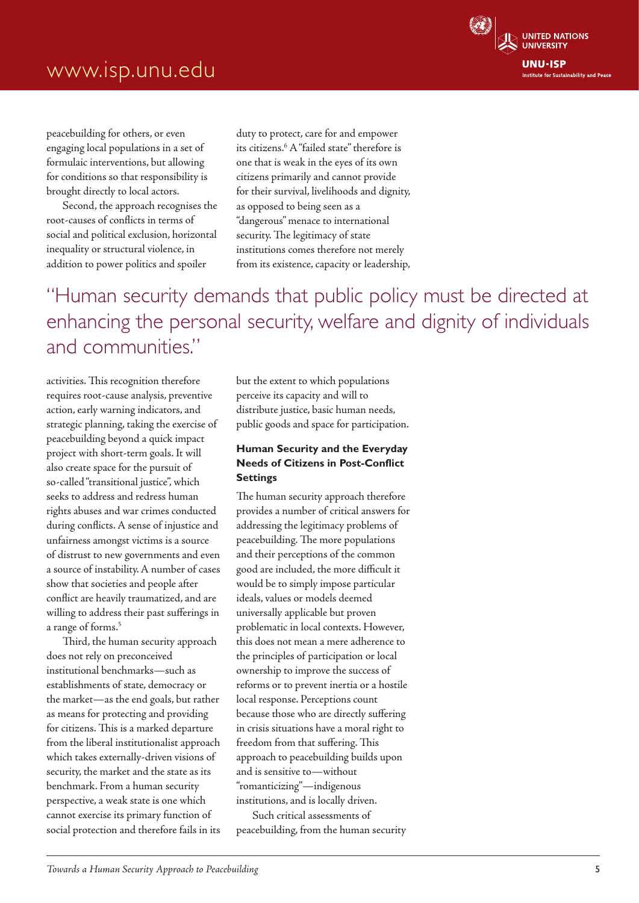peacebuilding for others, or even engaging local populations in a set of formulaic interventions, but allowing for conditions so that responsibility is brought directly to local actors.

Second, the approach recognises the root-causes of conflicts in terms of social and political exclusion, horizontal inequality or structural violence, in addition to power politics and spoiler activities. This recognition therefore requires root-cause analysis, preventive action, early warning indicators, and strategic planning, taking the exercise of peacebuilding beyond a quick impact project with short-term goals. It will also create space for the pursuit of so-called "transitional justice", which seeks to address and redress human rights abuses and war crimes conducted during conflicts. A sense of injustice and unfairness amongst victims is a source of distrust to new governments and even a source of instability. A number of cases show that societies and people after conflict are heavily traumatized, and are willing to address their past sufferings in a range of forms.[5]

Third, the human security approach does not rely on preconceived institutional benchmarks—such as establishments of state, democracy or the market—as the end goals, but rather as means for protecting and providing for citizens. This is a marked departure from the liberal institutionalist approach which takes externally-driven visions of security, the market and the state as its benchmark. From a human security perspective, a weak state is one which cannot exercise its primary function of social protection and therefore fails in its duty to protect, care for and empower its citizens.[6] A "failed state" therefore is one that is weak in the eyes of its own citizens primarily and cannot provide for their survival, livelihoods and dignity, as opposed to being seen as a "dangerous" menace to international security. The legitimacy of state institutions comes therefore not merely from its existence, capacity or leadership, but the extent to which populations perceive its capacity and will to distribute justice, basic human needs, public goods and space for participation.

> "Human security demands that public policy must be directed at enhancing the personal security, welfare and dignity of individuals and communities."

### Human Security and the Everyday Needs of Citizens in Post-Conflict Settings

The human security approach therefore provides a number of critical answers for addressing the legitimacy problems of peacebuilding. The more populations and their perceptions of the common good are included, the more difficult it would be to simply impose particular ideals, values or models deemed universally applicable but proven problematic in local contexts. However, this does not mean a mere adherence to the principles of participation or local ownership to improve the success of reforms or to prevent inertia or a hostile local response. Perceptions count because those who are directly suffering in crisis situations have a moral right to freedom from that suffering. This approach to peacebuilding builds upon and is sensitive to—without "romanticizing"—indigenous institutions, and is locally driven.

Such critical assessments of peacebuilding, from the human security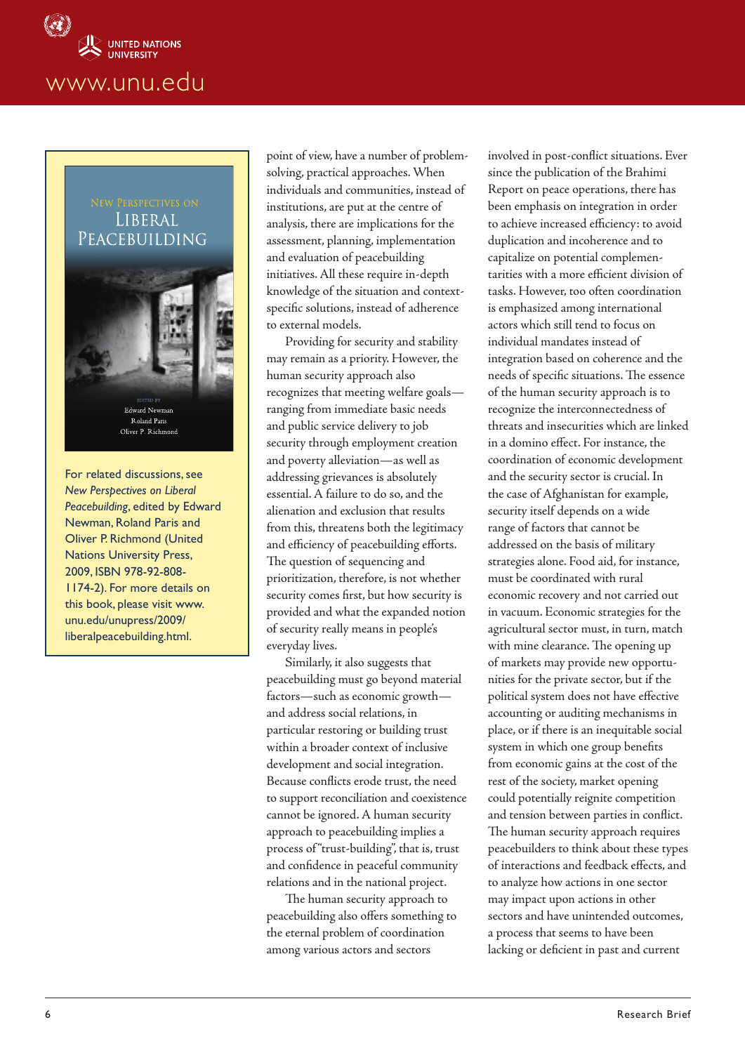For related discussions, see *New Perspectives on Liberal Peacebuilding*, edited by Edward Newman, Roland Paris and Oliver P. Richmond (United Nations University Press, 2009, ISBN 978-92-808-1174-2). For more details on this book, please visit www.unu.edu/unupress/2009/liberalpeacebuilding.html.

point of view, have a number of problem-solving, practical approaches. When individuals and communities, instead of institutions, are put at the centre of analysis, there are implications for the assessment, planning, implementation and evaluation of peacebuilding initiatives. All these require in-depth knowledge of the situation and context-specific solutions, instead of adherence to external models.

Providing for security and stability may remain as a priority. However, the human security approach also recognizes that meeting welfare goals—ranging from immediate basic needs and public service delivery to job security through employment creation and poverty alleviation—as well as addressing grievances is absolutely essential. A failure to do so, and the alienation and exclusion that results from this, threatens both the legitimacy and efficiency of peacebuilding efforts. The question of sequencing and prioritization, therefore, is not whether security comes first, but how security is provided and what the expanded notion of security really means in people's everyday lives.

Similarly, it also suggests that peacebuilding must go beyond material factors—such as economic growth—and address social relations, in particular restoring or building trust within a broader context of inclusive development and social integration. Because conflicts erode trust, the need to support reconciliation and coexistence cannot be ignored. A human security approach to peacebuilding implies a process of "trust-building", that is, trust and confidence in peaceful community relations and in the national project.

The human security approach to peacebuilding also offers something to the eternal problem of coordination among various actors and sectors involved in post-conflict situations. Ever since the publication of the Brahimi Report on peace operations, there has been emphasis on integration in order to achieve increased efficiency: to avoid duplication and incoherence and to capitalize on potential complementarities with a more efficient division of tasks. However, too often coordination is emphasized among international actors which still tend to focus on individual mandates instead of integration based on coherence and the needs of specific situations. The essence of the human security approach is to recognize the interconnectedness of threats and insecurities which are linked in a domino effect. For instance, the coordination of economic development and the security sector is crucial. In the case of Afghanistan for example, security itself depends on a wide range of factors that cannot be addressed on the basis of military strategies alone. Food aid, for instance, must be coordinated with rural economic recovery and not carried out in vacuum. Economic strategies for the agricultural sector must, in turn, match with mine clearance. The opening up of markets may provide new opportunities for the private sector, but if the political system does not have effective accounting or auditing mechanisms in place, or if there is an inequitable social system in which one group benefits from economic gains at the cost of the rest of the society, market opening could potentially reignite competition and tension between parties in conflict. The human security approach requires peacebuilders to think about these types of interactions and feedback effects, and to analyze how actions in one sector may impact upon actions in other sectors and have unintended outcomes, a process that seems to have been lacking or deficient in past and current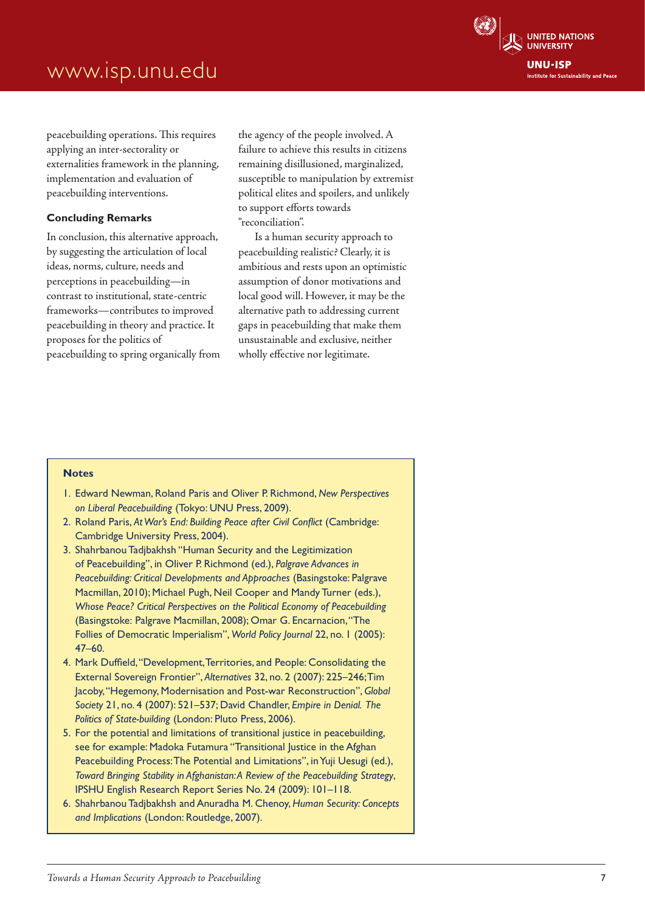peacebuilding operations. This requires applying an inter-sectorality or externalities framework in the planning, implementation and evaluation of peacebuilding interventions.

**Concluding Remarks**

In conclusion, this alternative approach, by suggesting the articulation of local ideas, norms, culture, needs and perceptions in peacebuilding—in contrast to institutional, state-centric frameworks—contributes to improved peacebuilding in theory and practice. It proposes for the politics of peacebuilding to spring organically from the agency of the people involved. A failure to achieve this results in citizens remaining disillusioned, marginalized, susceptible to manipulation by extremist political elites and spoilers, and unlikely to support efforts towards "reconciliation".

Is a human security approach to peacebuilding realistic? Clearly, it is ambitious and rests upon an optimistic assumption of donor motivations and local good will. However, it may be the alternative path to addressing current gaps in peacebuilding that make them unsustainable and exclusive, neither wholly effective nor legitimate.

**Notes**

1. Edward Newman, Roland Paris and Oliver P. Richmond, *New Perspectives on Liberal Peacebuilding* (Tokyo: UNU Press, 2009).
2. Roland Paris, *At War's End: Building Peace after Civil Conflict* (Cambridge: Cambridge University Press, 2004).
3. Shahrbanou Tadjbakhsh "Human Security and the Legitimization of Peacebuilding", in Oliver P. Richmond (ed.), *Palgrave Advances in Peacebuilding: Critical Developments and Approaches* (Basingstoke: Palgrave Macmillan, 2010); Michael Pugh, Neil Cooper and Mandy Turner (eds.), *Whose Peace? Critical Perspectives on the Political Economy of Peacebuilding* (Basingstoke: Palgrave Macmillan, 2008); Omar G. Encarnacion, "The Follies of Democratic Imperialism", *World Policy Journal* 22, no. 1 (2005): 47–60.
4. Mark Duffield, "Development, Territories, and People: Consolidating the External Sovereign Frontier", *Alternatives* 32, no. 2 (2007): 225–246; Tim Jacoby, "Hegemony, Modernisation and Post-war Reconstruction", *Global Society* 21, no. 4 (2007): 521–537; David Chandler, *Empire in Denial. The Politics of State-building* (London: Pluto Press, 2006).
5. For the potential and limitations of transitional justice in peacebuilding, see for example: Madoka Futamura "Transitional Justice in the Afghan Peacebuilding Process: The Potential and Limitations", in Yuji Uesugi (ed.), *Toward Bringing Stability in Afghanistan: A Review of the Peacebuilding Strategy*, IPSHU English Research Report Series No. 24 (2009): 101–118.
6. Shahrbanou Tadjbakhsh and Anuradha M. Chenoy, *Human Security: Concepts and Implications* (London: Routledge, 2007).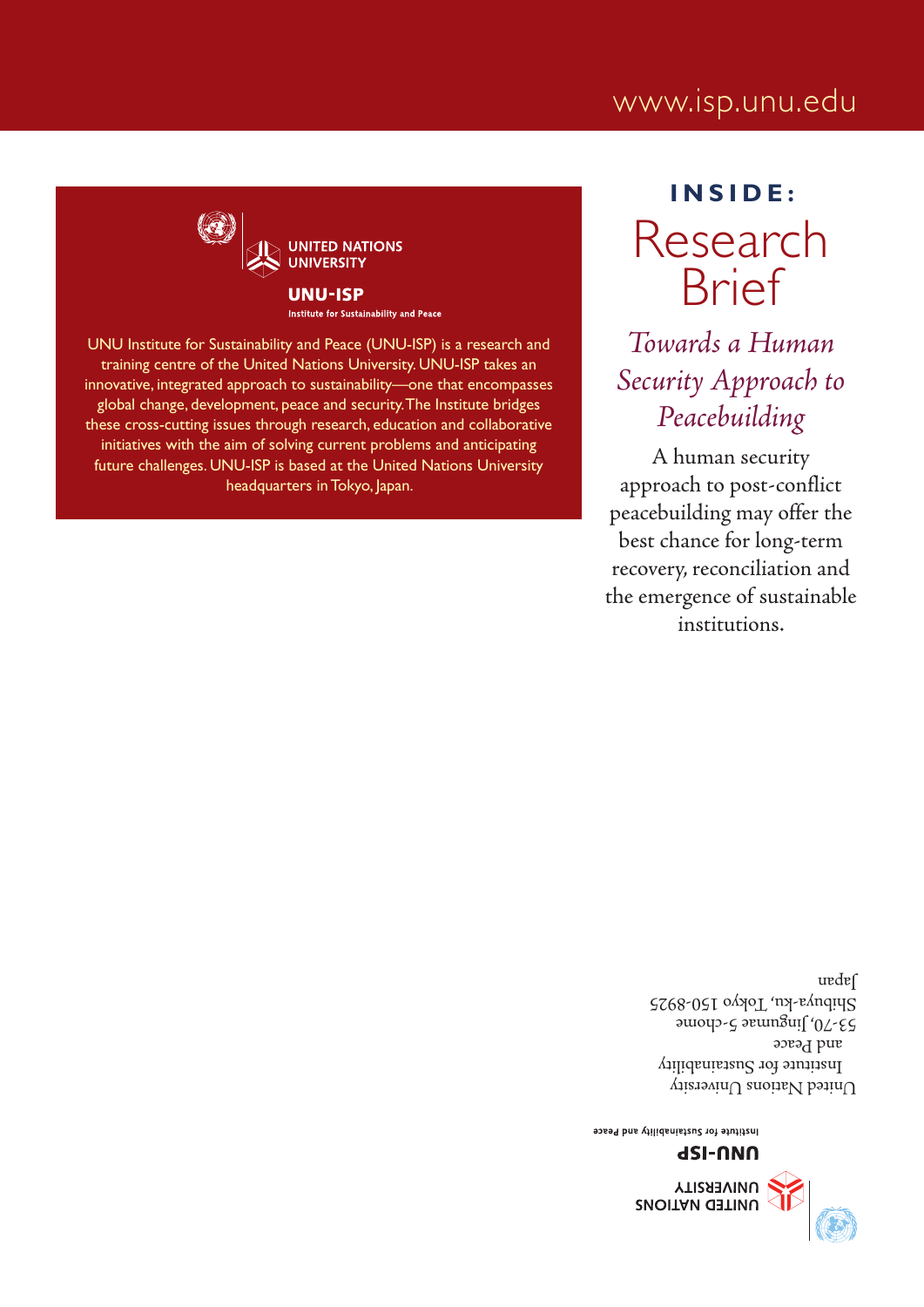www.isp.unu.edu

UNITED NATIONS UNIVERSITY

**UNU-ISP**

Institute for Sustainability and Peace

UNU Institute for Sustainability and Peace (UNU-ISP) is a research and training centre of the United Nations University. UNU-ISP takes an innovative, integrated approach to sustainability—one that encompasses global change, development, peace and security. The Institute bridges these cross-cutting issues through research, education and collaborative initiatives with the aim of solving current problems and anticipating future challenges. UNU-ISP is based at the United Nations University headquarters in Tokyo, Japan.

**INSIDE:**

# Research Brief

## *Towards a Human Security Approach to Peacebuilding*

A human security approach to post-conflict peacebuilding may offer the best chance for long-term recovery, reconciliation and the emergence of sustainable institutions.

United Nations University
Institute for Sustainability
and Peace
53-70, Jingumae 5-chome
Shibuya-ku, Tokyo 150-8925
Japan

UNITED NATIONS UNIVERSITY

**UNU-ISP**

Institute for Sustainability and Peace